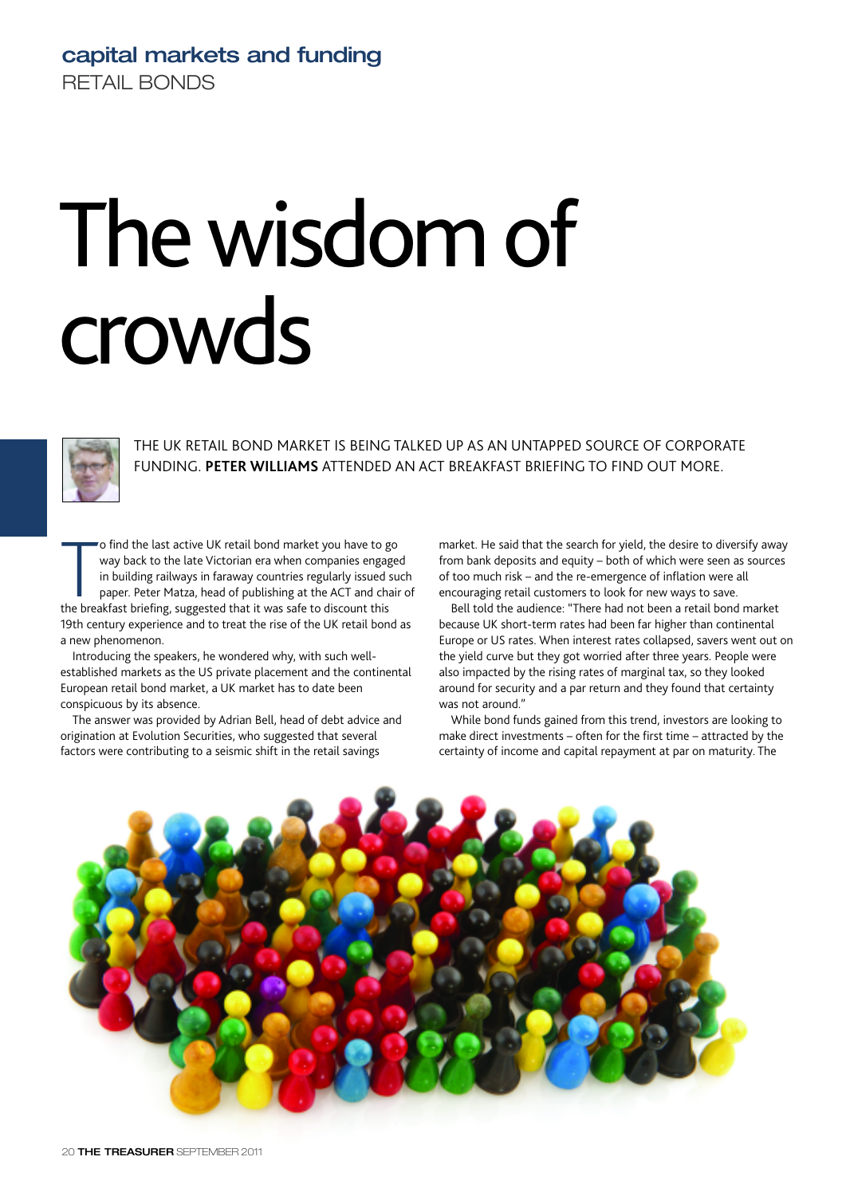capital markets and funding

RETAIL BONDS

# The wisdom of crowds

THE UK RETAIL BOND MARKET IS BEING TALKED UP AS AN UNTAPPED SOURCE OF CORPORATE FUNDING. **PETER WILLIAMS** ATTENDED AN ACT BREAKFAST BRIEFING TO FIND OUT MORE.

To find the last active UK retail bond market you have to go way back to the late Victorian era when companies engaged in building railways in faraway countries regularly issued such paper. Peter Matza, head of publishing at the ACT and chair of the breakfast briefing, suggested that it was safe to discount this 19th century experience and to treat the rise of the UK retail bond as a new phenomenon.

Introducing the speakers, he wondered why, with such well-established markets as the US private placement and the continental European retail bond market, a UK market has to date been conspicuous by its absence.

The answer was provided by Adrian Bell, head of debt advice and origination at Evolution Securities, who suggested that several factors were contributing to a seismic shift in the retail savings market. He said that the search for yield, the desire to diversify away from bank deposits and equity – both of which were seen as sources of too much risk – and the re-emergence of inflation were all encouraging retail customers to look for new ways to save.

Bell told the audience: "There had not been a retail bond market because UK short-term rates had been far higher than continental Europe or US rates. When interest rates collapsed, savers went out on the yield curve but they got worried after three years. People were also impacted by the rising rates of marginal tax, so they looked around for security and a par return and they found that certainty was not around."

While bond funds gained from this trend, investors are looking to make direct investments – often for the first time – attracted by the certainty of income and capital repayment at par on maturity. The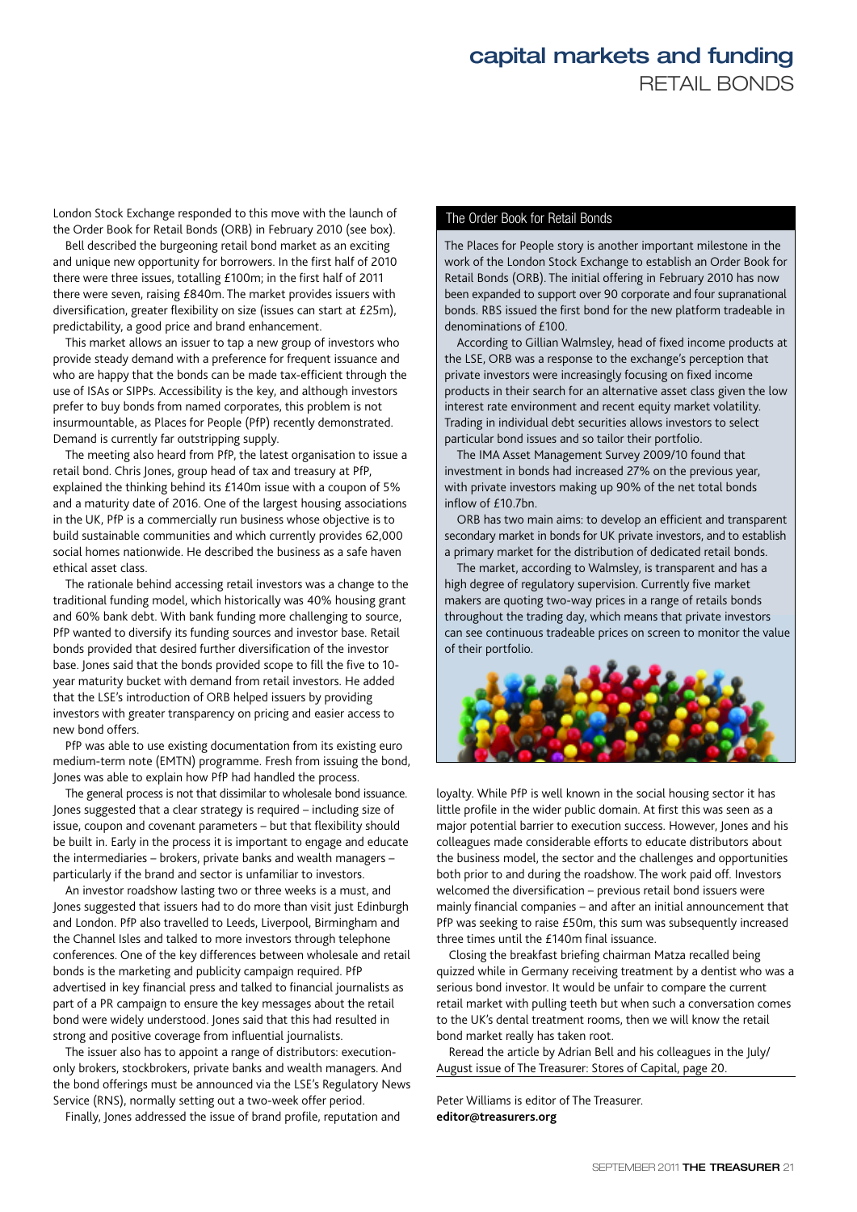London Stock Exchange responded to this move with the launch of the Order Book for Retail Bonds (ORB) in February 2010 (see box).

Bell described the burgeoning retail bond market as an exciting and unique new opportunity for borrowers. In the first half of 2010 there were three issues, totalling £100m; in the first half of 2011 there were seven, raising £840m. The market provides issuers with diversification, greater flexibility on size (issues can start at £25m), predictability, a good price and brand enhancement.

This market allows an issuer to tap a new group of investors who provide steady demand with a preference for frequent issuance and who are happy that the bonds can be made tax-efficient through the use of ISAs or SIPPs. Accessibility is the key, and although investors prefer to buy bonds from named corporates, this problem is not insurmountable, as Places for People (PfP) recently demonstrated. Demand is currently far outstripping supply.

The meeting also heard from PfP, the latest organisation to issue a retail bond. Chris Jones, group head of tax and treasury at PfP, explained the thinking behind its £140m issue with a coupon of 5% and a maturity date of 2016. One of the largest housing associations in the UK, PfP is a commercially run business whose objective is to build sustainable communities and which currently provides 62,000 social homes nationwide. He described the business as a safe haven ethical asset class.

The rationale behind accessing retail investors was a change to the traditional funding model, which historically was 40% housing grant and 60% bank debt. With bank funding more challenging to source, PfP wanted to diversify its funding sources and investor base. Retail bonds provided that desired further diversification of the investor base. Jones said that the bonds provided scope to fill the five to 10-year maturity bucket with demand from retail investors. He added that the LSE's introduction of ORB helped issuers by providing investors with greater transparency on pricing and easier access to new bond offers.

PfP was able to use existing documentation from its existing euro medium-term note (EMTN) programme. Fresh from issuing the bond, Jones was able to explain how PfP had handled the process.

The general process is not that dissimilar to wholesale bond issuance. Jones suggested that a clear strategy is required – including size of issue, coupon and covenant parameters – but that flexibility should be built in. Early in the process it is important to engage and educate the intermediaries – brokers, private banks and wealth managers – particularly if the brand and sector is unfamiliar to investors.

An investor roadshow lasting two or three weeks is a must, and Jones suggested that issuers had to do more than visit just Edinburgh and London. PfP also travelled to Leeds, Liverpool, Birmingham and the Channel Isles and talked to more investors through telephone conferences. One of the key differences between wholesale and retail bonds is the marketing and publicity campaign required. PfP advertised in key financial press and talked to financial journalists as part of a PR campaign to ensure the key messages about the retail bond were widely understood. Jones said that this had resulted in strong and positive coverage from influential journalists.

The issuer also has to appoint a range of distributors: execution-only brokers, stockbrokers, private banks and wealth managers. And the bond offerings must be announced via the LSE's Regulatory News Service (RNS), normally setting out a two-week offer period.

Finally, Jones addressed the issue of brand profile, reputation and loyalty. While PfP is well known in the social housing sector it has little profile in the wider public domain. At first this was seen as a major potential barrier to execution success. However, Jones and his colleagues made considerable efforts to educate distributors about the business model, the sector and the challenges and opportunities both prior to and during the roadshow. The work paid off. Investors welcomed the diversification – previous retail bond issuers were mainly financial companies – and after an initial announcement that PfP was seeking to raise £50m, this sum was subsequently increased three times until the £140m final issuance.

Closing the breakfast briefing chairman Matza recalled being quizzed while in Germany receiving treatment by a dentist who was a serious bond investor. It would be unfair to compare the current retail market with pulling teeth but when such a conversation comes to the UK's dental treatment rooms, then we will know the retail bond market really has taken root.

Reread the article by Adrian Bell and his colleagues in the July/August issue of The Treasurer: Stores of Capital, page 20.

Peter Williams is editor of The Treasurer.
**editor@treasurers.org**

## The Order Book for Retail Bonds

The Places for People story is another important milestone in the work of the London Stock Exchange to establish an Order Book for Retail Bonds (ORB). The initial offering in February 2010 has now been expanded to support over 90 corporate and four supranational bonds. RBS issued the first bond for the new platform tradeable in denominations of £100.

According to Gillian Walmsley, head of fixed income products at the LSE, ORB was a response to the exchange's perception that private investors were increasingly focusing on fixed income products in their search for an alternative asset class given the low interest rate environment and recent equity market volatility. Trading in individual debt securities allows investors to select particular bond issues and so tailor their portfolio.

The IMA Asset Management Survey 2009/10 found that investment in bonds had increased 27% on the previous year, with private investors making up 90% of the net total bonds inflow of £10.7bn.

ORB has two main aims: to develop an efficient and transparent secondary market in bonds for UK private investors, and to establish a primary market for the distribution of dedicated retail bonds.

The market, according to Walmsley, is transparent and has a high degree of regulatory supervision. Currently five market makers are quoting two-way prices in a range of retails bonds throughout the trading day, which means that private investors can see continuous tradeable prices on screen to monitor the value of their portfolio.